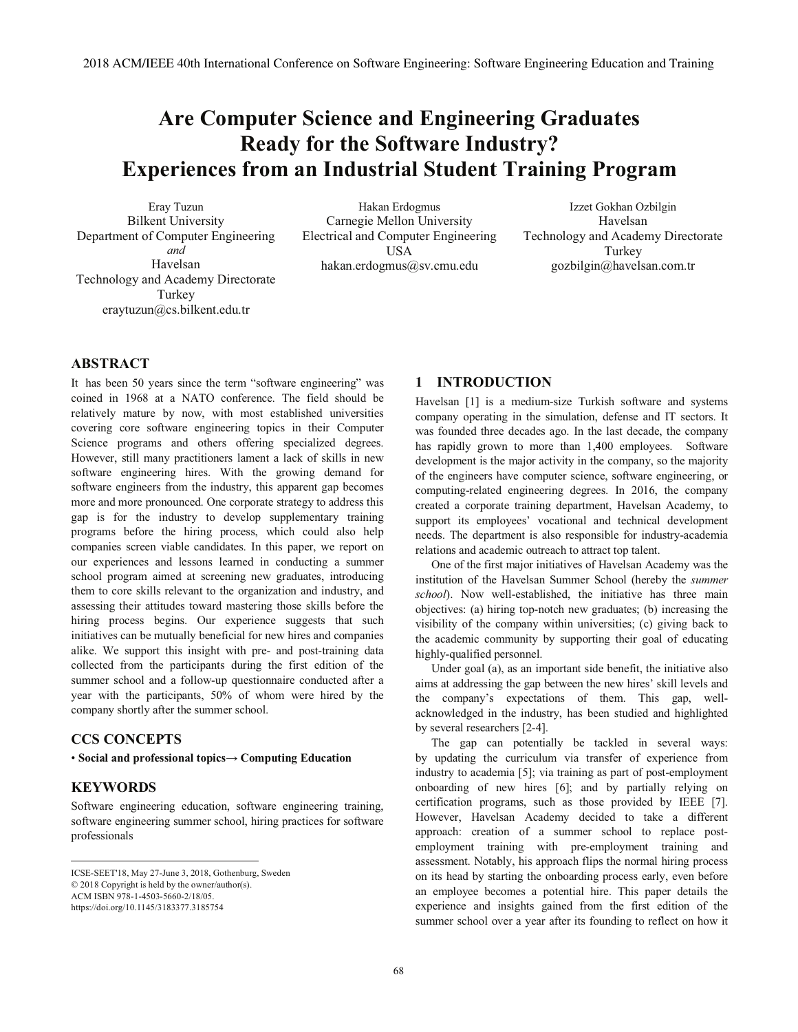# Are Computer Science and Engineering Graduates Ready for the Software Industry? Experiences from an Industrial Student Training Program

Eray Tuzun
Bilkent University
Department of Computer Engineering
*and*
Havelsan
Technology and Academy Directorate
Turkey
eraytuzun@cs.bilkent.edu.tr

Hakan Erdogmus
Carnegie Mellon University
Electrical and Computer Engineering
USA
hakan.erdogmus@sv.cmu.edu

Izzet Gokhan Ozbilgin
Havelsan
Technology and Academy Directorate
Turkey
gozbilgin@havelsan.com.tr

## ABSTRACT

It has been 50 years since the term "software engineering" was coined in 1968 at a NATO conference. The field should be relatively mature by now, with most established universities covering core software engineering topics in their Computer Science programs and others offering specialized degrees. However, still many practitioners lament a lack of skills in new software engineering hires. With the growing demand for software engineers from the industry, this apparent gap becomes more and more pronounced. One corporate strategy to address this gap is for the industry to develop supplementary training programs before the hiring process, which could also help companies screen viable candidates. In this paper, we report on our experiences and lessons learned in conducting a summer school program aimed at screening new graduates, introducing them to core skills relevant to the organization and industry, and assessing their attitudes toward mastering those skills before the hiring process begins. Our experience suggests that such initiatives can be mutually beneficial for new hires and companies alike. We support this insight with pre- and post-training data collected from the participants during the first edition of the summer school and a follow-up questionnaire conducted after a year with the participants, 50% of whom were hired by the company shortly after the summer school.

## CCS CONCEPTS

• **Social and professional topics→ Computing Education**

## KEYWORDS

Software engineering education, software engineering training, software engineering summer school, hiring practices for software professionals

ICSE-SEET'18, May 27-June 3, 2018, Gothenburg, Sweden
© 2018 Copyright is held by the owner/author(s).
ACM ISBN 978-1-4503-5660-2/18/05.
https://doi.org/10.1145/3183377.3185754

## 1 INTRODUCTION

Havelsan [1] is a medium-size Turkish software and systems company operating in the simulation, defense and IT sectors. It was founded three decades ago. In the last decade, the company has rapidly grown to more than 1,400 employees. Software development is the major activity in the company, so the majority of the engineers have computer science, software engineering, or computing-related engineering degrees. In 2016, the company created a corporate training department, Havelsan Academy, to support its employees' vocational and technical development needs. The department is also responsible for industry-academia relations and academic outreach to attract top talent.

One of the first major initiatives of Havelsan Academy was the institution of the Havelsan Summer School (hereby the *summer school*). Now well-established, the initiative has three main objectives: (a) hiring top-notch new graduates; (b) increasing the visibility of the company within universities; (c) giving back to the academic community by supporting their goal of educating highly-qualified personnel.

Under goal (a), as an important side benefit, the initiative also aims at addressing the gap between the new hires' skill levels and the company's expectations of them. This gap, well-acknowledged in the industry, has been studied and highlighted by several researchers [2-4].

The gap can potentially be tackled in several ways: by updating the curriculum via transfer of experience from industry to academia [5]; via training as part of post-employment onboarding of new hires [6]; and by partially relying on certification programs, such as those provided by IEEE [7]. However, Havelsan Academy decided to take a different approach: creation of a summer school to replace post-employment training with pre-employment training and assessment. Notably, his approach flips the normal hiring process on its head by starting the onboarding process early, even before an employee becomes a potential hire. This paper details the experience and insights gained from the first edition of the summer school over a year after its founding to reflect on how it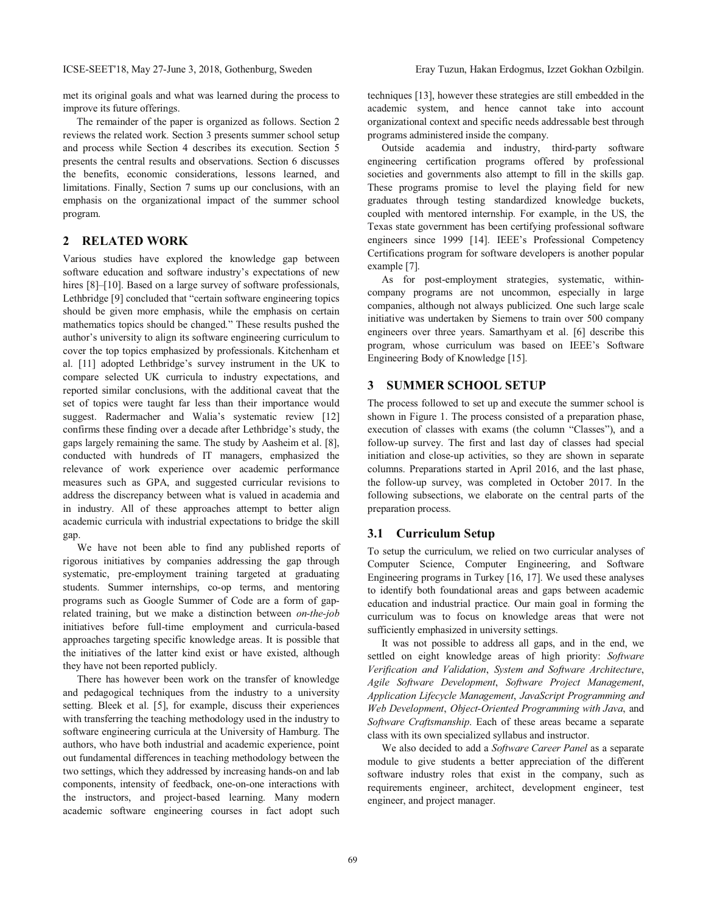met its original goals and what was learned during the process to improve its future offerings.

The remainder of the paper is organized as follows. Section 2 reviews the related work. Section 3 presents summer school setup and process while Section 4 describes its execution. Section 5 presents the central results and observations. Section 6 discusses the benefits, economic considerations, lessons learned, and limitations. Finally, Section 7 sums up our conclusions, with an emphasis on the organizational impact of the summer school program.

## 2 RELATED WORK

Various studies have explored the knowledge gap between software education and software industry's expectations of new hires [8]–[10]. Based on a large survey of software professionals, Lethbridge [9] concluded that "certain software engineering topics should be given more emphasis, while the emphasis on certain mathematics topics should be changed." These results pushed the author's university to align its software engineering curriculum to cover the top topics emphasized by professionals. Kitchenham et al. [11] adopted Lethbridge's survey instrument in the UK to compare selected UK curricula to industry expectations, and reported similar conclusions, with the additional caveat that the set of topics were taught far less than their importance would suggest. Radermacher and Walia's systematic review [12] confirms these finding over a decade after Lethbridge's study, the gaps largely remaining the same. The study by Aasheim et al. [8], conducted with hundreds of IT managers, emphasized the relevance of work experience over academic performance measures such as GPA, and suggested curricular revisions to address the discrepancy between what is valued in academia and in industry. All of these approaches attempt to better align academic curricula with industrial expectations to bridge the skill gap.

We have not been able to find any published reports of rigorous initiatives by companies addressing the gap through systematic, pre-employment training targeted at graduating students. Summer internships, co-op terms, and mentoring programs such as Google Summer of Code are a form of gap-related training, but we make a distinction between *on-the-job* initiatives before full-time employment and curricula-based approaches targeting specific knowledge areas. It is possible that the initiatives of the latter kind exist or have existed, although they have not been reported publicly.

There has however been work on the transfer of knowledge and pedagogical techniques from the industry to a university setting. Bleek et al. [5], for example, discuss their experiences with transferring the teaching methodology used in the industry to software engineering curricula at the University of Hamburg. The authors, who have both industrial and academic experience, point out fundamental differences in teaching methodology between the two settings, which they addressed by increasing hands-on and lab components, intensity of feedback, one-on-one interactions with the instructors, and project-based learning. Many modern academic software engineering courses in fact adopt such techniques [13], however these strategies are still embedded in the academic system, and hence cannot take into account organizational context and specific needs addressable best through programs administered inside the company.

Outside academia and industry, third-party software engineering certification programs offered by professional societies and governments also attempt to fill in the skills gap. These programs promise to level the playing field for new graduates through testing standardized knowledge buckets, coupled with mentored internship. For example, in the US, the Texas state government has been certifying professional software engineers since 1999 [14]. IEEE's Professional Competency Certifications program for software developers is another popular example [7].

As for post-employment strategies, systematic, within-company programs are not uncommon, especially in large companies, although not always publicized. One such large scale initiative was undertaken by Siemens to train over 500 company engineers over three years. Samarthyam et al. [6] describe this program, whose curriculum was based on IEEE's Software Engineering Body of Knowledge [15].

## 3 SUMMER SCHOOL SETUP

The process followed to set up and execute the summer school is shown in Figure 1. The process consisted of a preparation phase, execution of classes with exams (the column "Classes"), and a follow-up survey. The first and last day of classes had special initiation and close-up activities, so they are shown in separate columns. Preparations started in April 2016, and the last phase, the follow-up survey, was completed in October 2017. In the following subsections, we elaborate on the central parts of the preparation process.

### 3.1 Curriculum Setup

To setup the curriculum, we relied on two curricular analyses of Computer Science, Computer Engineering, and Software Engineering programs in Turkey [16, 17]. We used these analyses to identify both foundational areas and gaps between academic education and industrial practice. Our main goal in forming the curriculum was to focus on knowledge areas that were not sufficiently emphasized in university settings.

It was not possible to address all gaps, and in the end, we settled on eight knowledge areas of high priority: *Software Verification and Validation*, *System and Software Architecture*, *Agile Software Development*, *Software Project Management*, *Application Lifecycle Management*, *JavaScript Programming and Web Development*, *Object-Oriented Programming with Java*, and *Software Craftsmanship*. Each of these areas became a separate class with its own specialized syllabus and instructor.

We also decided to add a *Software Career Panel* as a separate module to give students a better appreciation of the different software industry roles that exist in the company, such as requirements engineer, architect, development engineer, test engineer, and project manager.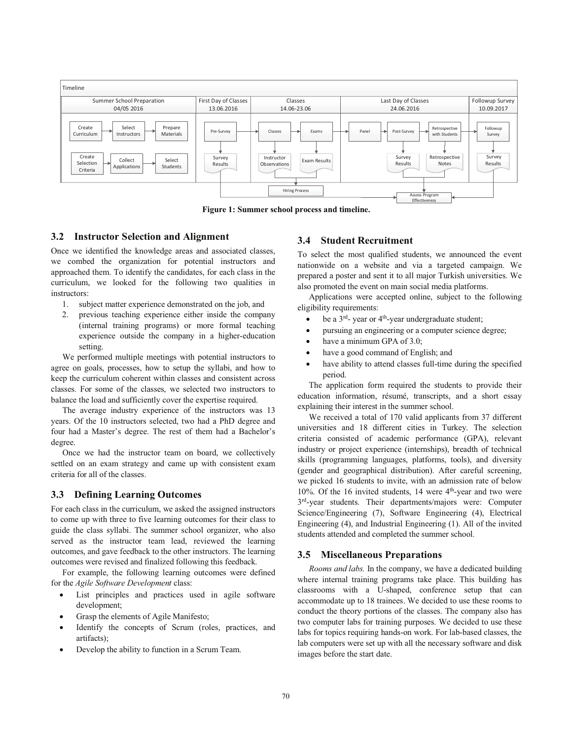Timeline

Summer School Preparation
04/05 2016

First Day of Classes
13.06.2016

Classes
14.06-23.06

Last Day of Classes
24.06.2016

Followup Survey
10.09.2017

Create Curriculum
Select Instructors
Prepare Materials
Create Selection Criteria
Collect Applications
Select Students
Pre-Survey
Survey Results
Classes
Exams
Instructor Observations
Exam Results
Panel
Post-Survey
Retrospective with Students
Survey Results
Retrospective Notes
Followup Survey
Survey Results
Hiring Process
Assess Program Effectiveness

**Figure 1: Summer school process and timeline.**

## 3.2 Instructor Selection and Alignment

Once we identified the knowledge areas and associated classes, we combed the organization for potential instructors and approached them. To identify the candidates, for each class in the curriculum, we looked for the following two qualities in instructors:

1. subject matter experience demonstrated on the job, and
2. previous teaching experience either inside the company (internal training programs) or more formal teaching experience outside the company in a higher-education setting.

We performed multiple meetings with potential instructors to agree on goals, processes, how to setup the syllabi, and how to keep the curriculum coherent within classes and consistent across classes. For some of the classes, we selected two instructors to balance the load and sufficiently cover the expertise required.

The average industry experience of the instructors was 13 years. Of the 10 instructors selected, two had a PhD degree and four had a Master's degree. The rest of them had a Bachelor's degree.

Once we had the instructor team on board, we collectively settled on an exam strategy and came up with consistent exam criteria for all of the classes.

## 3.3 Defining Learning Outcomes

For each class in the curriculum, we asked the assigned instructors to come up with three to five learning outcomes for their class to guide the class syllabi. The summer school organizer, who also served as the instructor team lead, reviewed the learning outcomes, and gave feedback to the other instructors. The learning outcomes were revised and finalized following this feedback.

For example, the following learning outcomes were defined for the *Agile Software Development* class:

- List principles and practices used in agile software development;
- Grasp the elements of Agile Manifesto;
- Identify the concepts of Scrum (roles, practices, and artifacts);
- Develop the ability to function in a Scrum Team.

## 3.4 Student Recruitment

To select the most qualified students, we announced the event nationwide on a website and via a targeted campaign. We prepared a poster and sent it to all major Turkish universities. We also promoted the event on main social media platforms.

Applications were accepted online, subject to the following eligibility requirements:

- be a 3rd- year or 4th-year undergraduate student;
- pursuing an engineering or a computer science degree;
- have a minimum GPA of 3.0;
- have a good command of English; and
- have ability to attend classes full-time during the specified period.

The application form required the students to provide their education information, résumé, transcripts, and a short essay explaining their interest in the summer school.

We received a total of 170 valid applicants from 37 different universities and 18 different cities in Turkey. The selection criteria consisted of academic performance (GPA), relevant industry or project experience (internships), breadth of technical skills (programming languages, platforms, tools), and diversity (gender and geographical distribution). After careful screening, we picked 16 students to invite, with an admission rate of below 10%. Of the 16 invited students, 14 were 4th-year and two were 3rd-year students. Their departments/majors were: Computer Science/Engineering (7), Software Engineering (4), Electrical Engineering (4), and Industrial Engineering (1). All of the invited students attended and completed the summer school.

## 3.5 Miscellaneous Preparations

*Rooms and labs.* In the company, we have a dedicated building where internal training programs take place. This building has classrooms with a U-shaped, conference setup that can accommodate up to 18 trainees. We decided to use these rooms to conduct the theory portions of the classes. The company also has two computer labs for training purposes. We decided to use these labs for topics requiring hands-on work. For lab-based classes, the lab computers were set up with all the necessary software and disk images before the start date.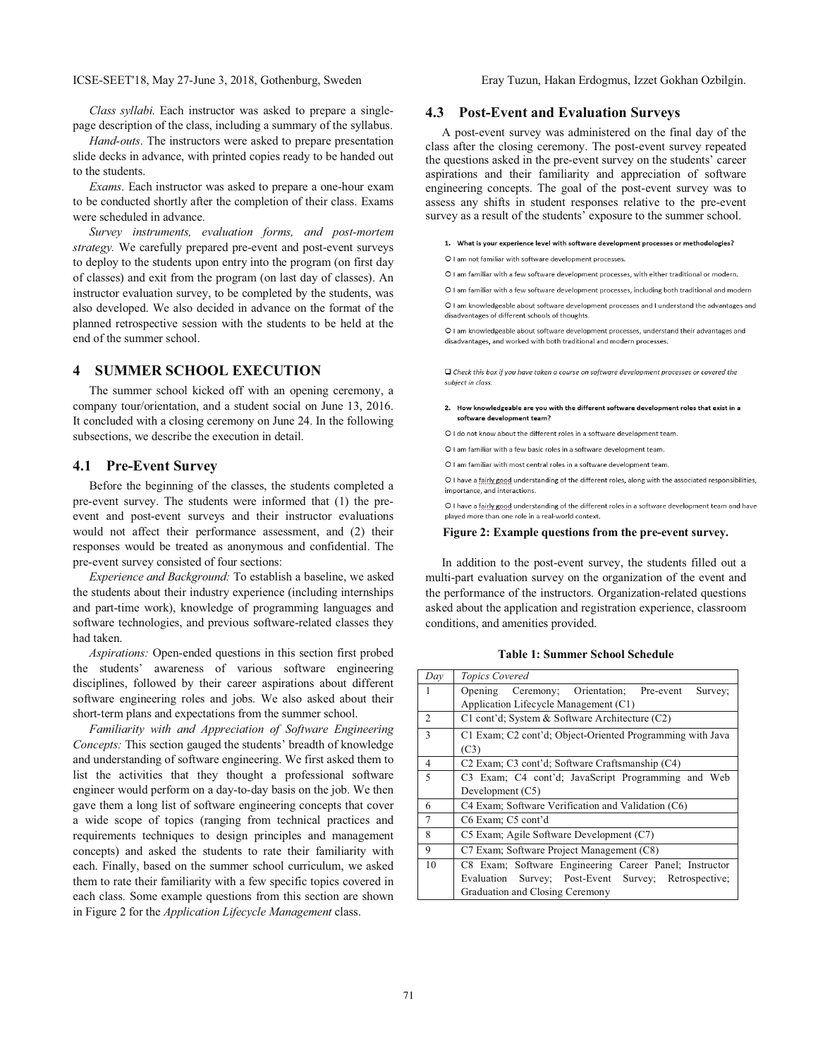*Class syllabi.* Each instructor was asked to prepare a single-page description of the class, including a summary of the syllabus.

*Hand-outs*. The instructors were asked to prepare presentation slide decks in advance, with printed copies ready to be handed out to the students.

*Exams*. Each instructor was asked to prepare a one-hour exam to be conducted shortly after the completion of their class. Exams were scheduled in advance.

*Survey instruments, evaluation forms, and post-mortem strategy.* We carefully prepared pre-event and post-event surveys to deploy to the students upon entry into the program (on first day of classes) and exit from the program (on last day of classes). An instructor evaluation survey, to be completed by the students, was also developed. We also decided in advance on the format of the planned retrospective session with the students to be held at the end of the summer school.

## 4 SUMMER SCHOOL EXECUTION

The summer school kicked off with an opening ceremony, a company tour/orientation, and a student social on June 13, 2016. It concluded with a closing ceremony on June 24. In the following subsections, we describe the execution in detail.

### 4.1 Pre-Event Survey

Before the beginning of the classes, the students completed a pre-event survey. The students were informed that (1) the pre-event and post-event surveys and their instructor evaluations would not affect their performance assessment, and (2) their responses would be treated as anonymous and confidential. The pre-event survey consisted of four sections:

*Experience and Background:* To establish a baseline, we asked the students about their industry experience (including internships and part-time work), knowledge of programming languages and software technologies, and previous software-related classes they had taken.

*Aspirations:* Open-ended questions in this section first probed the students' awareness of various software engineering disciplines, followed by their career aspirations about different software engineering roles and jobs. We also asked about their short-term plans and expectations from the summer school.

*Familiarity with and Appreciation of Software Engineering Concepts:* This section gauged the students' breadth of knowledge and understanding of software engineering. We first asked them to list the activities that they thought a professional software engineer would perform on a day-to-day basis on the job. We then gave them a long list of software engineering concepts that cover a wide scope of topics (ranging from technical practices and requirements techniques to design principles and management concepts) and asked the students to rate their familiarity with each. Finally, based on the summer school curriculum, we asked them to rate their familiarity with a few specific topics covered in each class. Some example questions from this section are shown in Figure 2 for the *Application Lifecycle Management* class.

### 4.3 Post-Event and Evaluation Surveys

A post-event survey was administered on the final day of the class after the closing ceremony. The post-event survey repeated the questions asked in the pre-event survey on the students' career aspirations and their familiarity and appreciation of software engineering concepts. The goal of the post-event survey was to assess any shifts in student responses relative to the pre-event survey as a result of the students' exposure to the summer school.

**1. What is your experience level with software development processes or methodologies?**

○ I am not familiar with software development processes.

○ I am familiar with a few software development processes, with either traditional or modern.

○ I am familiar with a few software development processes, including both traditional and modern

○ I am knowledgeable about software development processes and I understand the advantages and disadvantages of different schools of thoughts.

○ I am knowledgeable about software development processes, understand their advantages and disadvantages, and worked with both traditional and modern processes.

☐ *Check this box if you have taken a course on software development processes or covered the subject in class.*

**2. How knowledgeable are you with the different software development roles that exist in a software development team?**

○ I do not know about the different roles in a software development team.

○ I am familiar with a few basic roles in a software development team.

○ I am familiar with most central roles in a software development team.

○ I have a fairly good understanding of the different roles, along with the associated responsibilities, importance, and interactions.

○ I have a fairly good understanding of the different roles in a software development team and have played more than one role in a real-world context.

**Figure 2: Example questions from the pre-event survey.**

In addition to the post-event survey, the students filled out a multi-part evaluation survey on the organization of the event and the performance of the instructors. Organization-related questions asked about the application and registration experience, classroom conditions, and amenities provided.

**Table 1: Summer School Schedule**

| *Day* | *Topics Covered* |
|---|---|
| 1 | Opening Ceremony; Orientation; Pre-event Survey; Application Lifecycle Management (C1) |
| 2 | C1 cont'd; System & Software Architecture (C2) |
| 3 | C1 Exam; C2 cont'd; Object-Oriented Programming with Java (C3) |
| 4 | C2 Exam; C3 cont'd; Software Craftsmanship (C4) |
| 5 | C3 Exam; C4 cont'd; JavaScript Programming and Web Development (C5) |
| 6 | C4 Exam; Software Verification and Validation (C6) |
| 7 | C6 Exam; C5 cont'd |
| 8 | C5 Exam; Agile Software Development (C7) |
| 9 | C7 Exam; Software Project Management (C8) |
| 10 | C8 Exam; Software Engineering Career Panel; Instructor Evaluation Survey; Post-Event Survey; Retrospective; Graduation and Closing Ceremony |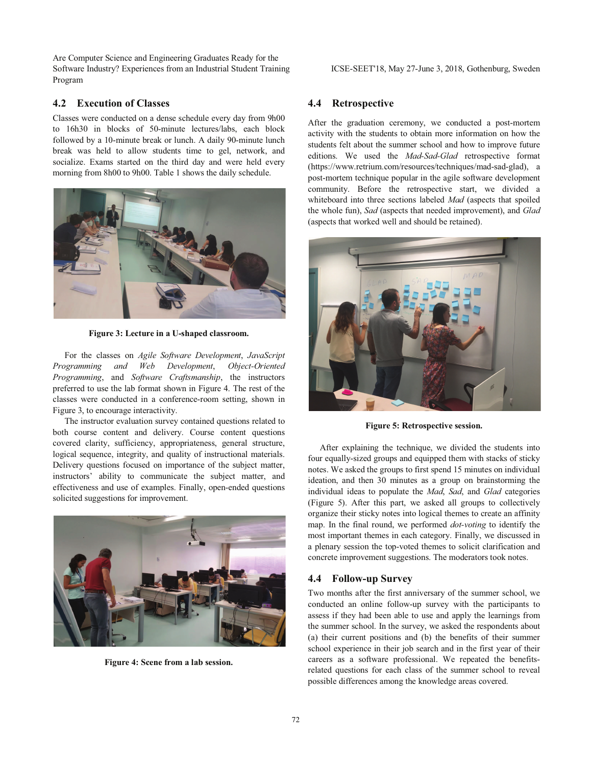## 4.2 Execution of Classes

Classes were conducted on a dense schedule every day from 9h00 to 16h30 in blocks of 50-minute lectures/labs, each block followed by a 10-minute break or lunch. A daily 90-minute lunch break was held to allow students time to gel, network, and socialize. Exams started on the third day and were held every morning from 8h00 to 9h00. Table 1 shows the daily schedule.

**Figure 3: Lecture in a U-shaped classroom.**

For the classes on *Agile Software Development*, *JavaScript Programming and Web Development*, *Object-Oriented Programming*, and *Software Craftsmanship*, the instructors preferred to use the lab format shown in Figure 4. The rest of the classes were conducted in a conference-room setting, shown in Figure 3, to encourage interactivity.

The instructor evaluation survey contained questions related to both course content and delivery. Course content questions covered clarity, sufficiency, appropriateness, general structure, logical sequence, integrity, and quality of instructional materials. Delivery questions focused on importance of the subject matter, instructors' ability to communicate the subject matter, and effectiveness and use of examples. Finally, open-ended questions solicited suggestions for improvement.

**Figure 4: Scene from a lab session.**

## 4.4 Retrospective

After the graduation ceremony, we conducted a post-mortem activity with the students to obtain more information on how the students felt about the summer school and how to improve future editions. We used the *Mad-Sad-Glad* retrospective format (https://www.retrium.com/resources/techniques/mad-sad-glad), a post-mortem technique popular in the agile software development community. Before the retrospective start, we divided a whiteboard into three sections labeled *Mad* (aspects that spoiled the whole fun), *Sad* (aspects that needed improvement), and *Glad* (aspects that worked well and should be retained).

**Figure 5: Retrospective session.**

After explaining the technique, we divided the students into four equally-sized groups and equipped them with stacks of sticky notes. We asked the groups to first spend 15 minutes on individual ideation, and then 30 minutes as a group on brainstorming the individual ideas to populate the *Mad*, *Sad*, and *Glad* categories (Figure 5). After this part, we asked all groups to collectively organize their sticky notes into logical themes to create an affinity map. In the final round, we performed *dot-voting* to identify the most important themes in each category. Finally, we discussed in a plenary session the top-voted themes to solicit clarification and concrete improvement suggestions. The moderators took notes.

## 4.4 Follow-up Survey

Two months after the first anniversary of the summer school, we conducted an online follow-up survey with the participants to assess if they had been able to use and apply the learnings from the summer school. In the survey, we asked the respondents about (a) their current positions and (b) the benefits of their summer school experience in their job search and in the first year of their careers as a software professional. We repeated the benefits-related questions for each class of the summer school to reveal possible differences among the knowledge areas covered.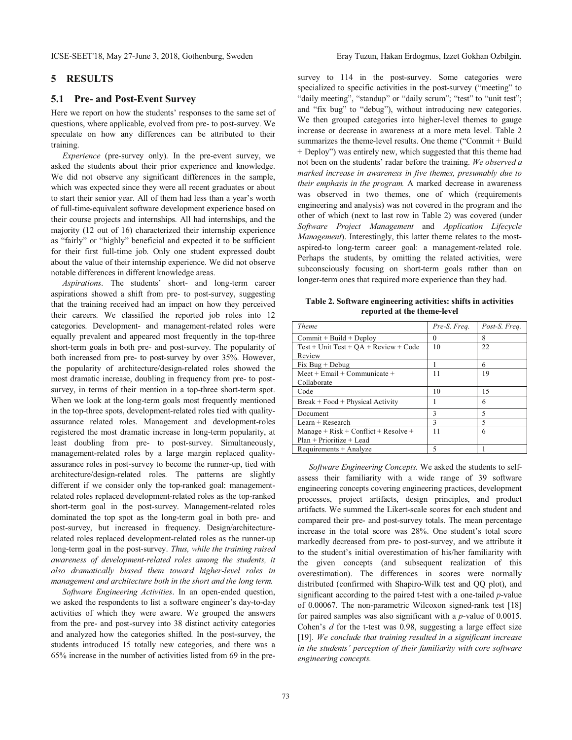## 5 RESULTS

### 5.1 Pre- and Post-Event Survey

Here we report on how the students' responses to the same set of questions, where applicable, evolved from pre- to post-survey. We speculate on how any differences can be attributed to their training.

*Experience* (pre-survey only). In the pre-event survey, we asked the students about their prior experience and knowledge. We did not observe any significant differences in the sample, which was expected since they were all recent graduates or about to start their senior year. All of them had less than a year's worth of full-time-equivalent software development experience based on their course projects and internships. All had internships, and the majority (12 out of 16) characterized their internship experience as "fairly" or "highly" beneficial and expected it to be sufficient for their first full-time job. Only one student expressed doubt about the value of their internship experience. We did not observe notable differences in different knowledge areas.

*Aspirations*. The students' short- and long-term career aspirations showed a shift from pre- to post-survey, suggesting that the training received had an impact on how they perceived their careers. We classified the reported job roles into 12 categories. Development- and management-related roles were equally prevalent and appeared most frequently in the top-three short-term goals in both pre- and post-survey. The popularity of both increased from pre- to post-survey by over 35%. However, the popularity of architecture/design-related roles showed the most dramatic increase, doubling in frequency from pre- to post-survey, in terms of their mention in a top-three short-term spot. When we look at the long-term goals most frequently mentioned in the top-three spots, development-related roles tied with quality-assurance related roles. Management and development-roles registered the most dramatic increase in long-term popularity, at least doubling from pre- to post-survey. Simultaneously, management-related roles by a large margin replaced quality-assurance roles in post-survey to become the runner-up, tied with architecture/design-related roles. The patterns are slightly different if we consider only the top-ranked goal: management-related roles replaced development-related roles as the top-ranked short-term goal in the post-survey. Management-related roles dominated the top spot as the long-term goal in both pre- and post-survey, but increased in frequency. Design/architecture-related roles replaced development-related roles as the runner-up long-term goal in the post-survey. *Thus, while the training raised awareness of development-related roles among the students, it also dramatically biased them toward higher-level roles in management and architecture both in the short and the long term.*

*Software Engineering Activities*. In an open-ended question, we asked the respondents to list a software engineer's day-to-day activities of which they were aware. We grouped the answers from the pre- and post-survey into 38 distinct activity categories and analyzed how the categories shifted. In the post-survey, the students introduced 15 totally new categories, and there was a 65% increase in the number of activities listed from 69 in the pre-survey to 114 in the post-survey. Some categories were specialized to specific activities in the post-survey ("meeting" to "daily meeting", "standup" or "daily scrum"; "test" to "unit test"; and "fix bug" to "debug"), without introducing new categories. We then grouped categories into higher-level themes to gauge increase or decrease in awareness at a more meta level. Table 2 summarizes the theme-level results. One theme ("Commit + Build + Deploy") was entirely new, which suggested that this theme had not been on the students' radar before the training. *We observed a marked increase in awareness in five themes, presumably due to their emphasis in the program.* A marked decrease in awareness was observed in two themes, one of which (requirements engineering and analysis) was not covered in the program and the other of which (next to last row in Table 2) was covered (under *Software Project Management* and *Application Lifecycle Management*). Interestingly, this latter theme relates to the most-aspired-to long-term career goal: a management-related role. Perhaps the students, by omitting the related activities, were subconsciously focusing on short-term goals rather than on longer-term ones that required more experience than they had.

**Table 2. Software engineering activities: shifts in activities reported at the theme-level**

| *Theme* | *Pre-S. Freq.* | *Post-S. Freq.* |
|---|---|---|
| Commit + Build + Deploy | 0 | 8 |
| Test + Unit Test + QA + Review + Code Review | 10 | 22 |
| Fix Bug + Debug | 1 | 6 |
| Meet + Email + Communicate + Collaborate | 11 | 19 |
| Code | 10 | 15 |
| Break + Food + Physical Activity | 1 | 6 |
| Document | 3 | 5 |
| Learn + Research | 3 | 5 |
| Manage + Risk + Conflict + Resolve + Plan + Prioritize + Lead | 11 | 6 |
| Requirements + Analyze | 5 | 1 |

*Software Engineering Concepts.* We asked the students to self-assess their familiarity with a wide range of 39 software engineering concepts covering engineering practices, development processes, project artifacts, design principles, and product artifacts. We summed the Likert-scale scores for each student and compared their pre- and post-survey totals. The mean percentage increase in the total score was 28%. One student's total score markedly decreased from pre- to post-survey, and we attribute it to the student's initial overestimation of his/her familiarity with the given concepts (and subsequent realization of this overestimation). The differences in scores were normally distributed (confirmed with Shapiro-Wilk test and QQ plot), and significant according to the paired t-test with a one-tailed $p$-value of 0.00067. The non-parametric Wilcoxon signed-rank test [18] for paired samples was also significant with a $p$-value of 0.0015. Cohen's $d$ for the t-test was 0.98, suggesting a large effect size [19]. *We conclude that training resulted in a significant increase in the students' perception of their familiarity with core software engineering concepts.*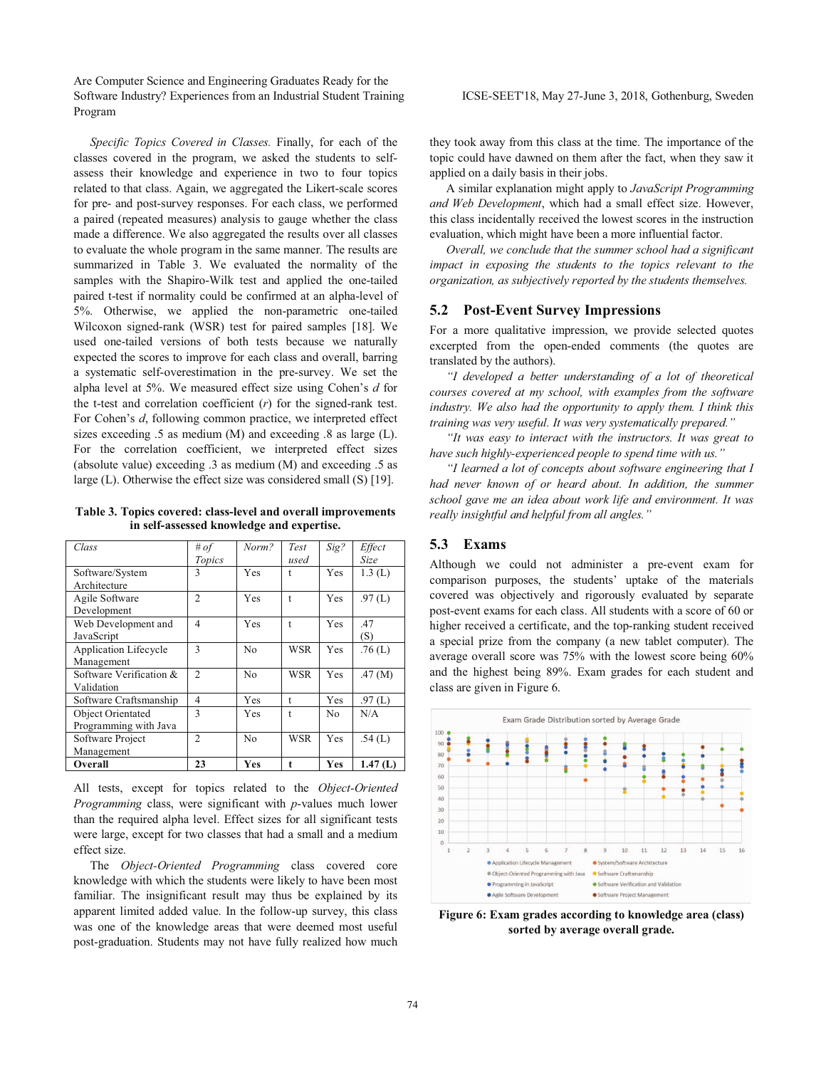*Specific Topics Covered in Classes.* Finally, for each of the classes covered in the program, we asked the students to self-assess their knowledge and experience in two to four topics related to that class. Again, we aggregated the Likert-scale scores for pre- and post-survey responses. For each class, we performed a paired (repeated measures) analysis to gauge whether the class made a difference. We also aggregated the results over all classes to evaluate the whole program in the same manner. The results are summarized in Table 3. We evaluated the normality of the samples with the Shapiro-Wilk test and applied the one-tailed paired t-test if normality could be confirmed at an alpha-level of 5%. Otherwise, we applied the non-parametric one-tailed Wilcoxon signed-rank (WSR) test for paired samples [18]. We used one-tailed versions of both tests because we naturally expected the scores to improve for each class and overall, barring a systematic self-overestimation in the pre-survey. We set the alpha level at 5%. We measured effect size using Cohen's *d* for the t-test and correlation coefficient (*r*) for the signed-rank test. For Cohen's *d*, following common practice, we interpreted effect sizes exceeding .5 as medium (M) and exceeding .8 as large (L). For the correlation coefficient, we interpreted effect sizes (absolute value) exceeding .3 as medium (M) and exceeding .5 as large (L). Otherwise the effect size was considered small (S) [19].

**Table 3. Topics covered: class-level and overall improvements in self-assessed knowledge and expertise.**

| *Class* | *# of Topics* | *Norm?* | *Test used* | *Sig?* | *Effect Size* |
|---|---|---|---|---|---|
| Software/System Architecture | 3 | Yes | t | Yes | 1.3 (L) |
| Agile Software Development | 2 | Yes | t | Yes | .97 (L) |
| Web Development and JavaScript | 4 | Yes | t | Yes | .47 (S) |
| Application Lifecycle Management | 3 | No | WSR | Yes | .76 (L) |
| Software Verification & Validation | 2 | No | WSR | Yes | .47 (M) |
| Software Craftsmanship | 4 | Yes | t | Yes | .97 (L) |
| Object Orientated Programming with Java | 3 | Yes | t | No | N/A |
| Software Project Management | 2 | No | WSR | Yes | .54 (L) |
| **Overall** | **23** | **Yes** | **t** | **Yes** | **1.47 (L)** |

All tests, except for topics related to the *Object-Oriented Programming* class, were significant with *p*-values much lower than the required alpha level. Effect sizes for all significant tests were large, except for two classes that had a small and a medium effect size.

The *Object-Oriented Programming* class covered core knowledge with which the students were likely to have been most familiar. The insignificant result may thus be explained by its apparent limited added value. In the follow-up survey, this class was one of the knowledge areas that were deemed most useful post-graduation. Students may not have fully realized how much they took away from this class at the time. The importance of the topic could have dawned on them after the fact, when they saw it applied on a daily basis in their jobs.

A similar explanation might apply to *JavaScript Programming and Web Development*, which had a small effect size. However, this class incidentally received the lowest scores in the instruction evaluation, which might have been a more influential factor.

*Overall, we conclude that the summer school had a significant impact in exposing the students to the topics relevant to the organization, as subjectively reported by the students themselves.*

## 5.2 Post-Event Survey Impressions

For a more qualitative impression, we provide selected quotes excerpted from the open-ended comments (the quotes are translated by the authors).

*"I developed a better understanding of a lot of theoretical courses covered at my school, with examples from the software industry. We also had the opportunity to apply them. I think this training was very useful. It was very systematically prepared."*

*"It was easy to interact with the instructors. It was great to have such highly-experienced people to spend time with us."*

*"I learned a lot of concepts about software engineering that I had never known of or heard about. In addition, the summer school gave me an idea about work life and environment. It was really insightful and helpful from all angles."*

## 5.3 Exams

Although we could not administer a pre-event exam for comparison purposes, the students' uptake of the materials covered was objectively and rigorously evaluated by separate post-event exams for each class. All students with a score of 60 or higher received a certificate, and the top-ranking student received a special prize from the company (a new tablet computer). The average overall score was 75% with the lowest score being 60% and the highest being 89%. Exam grades for each student and class are given in Figure 6.

Exam Grade Distribution sorted by Average Grade

0 10 20 30 40 50 60 70 80 90 100

1 2 3 4 5 6 7 8 9 10 11 12 13 14 15 16

Application Lifecycle Management
System/Software Architecture
Object-Oriented Programming with Java
Software Craftsmanship
Programming in JavaScript
Software Verification and Validation
Agile Software Development
Software Project Management

**Figure 6: Exam grades according to knowledge area (class) sorted by average overall grade.**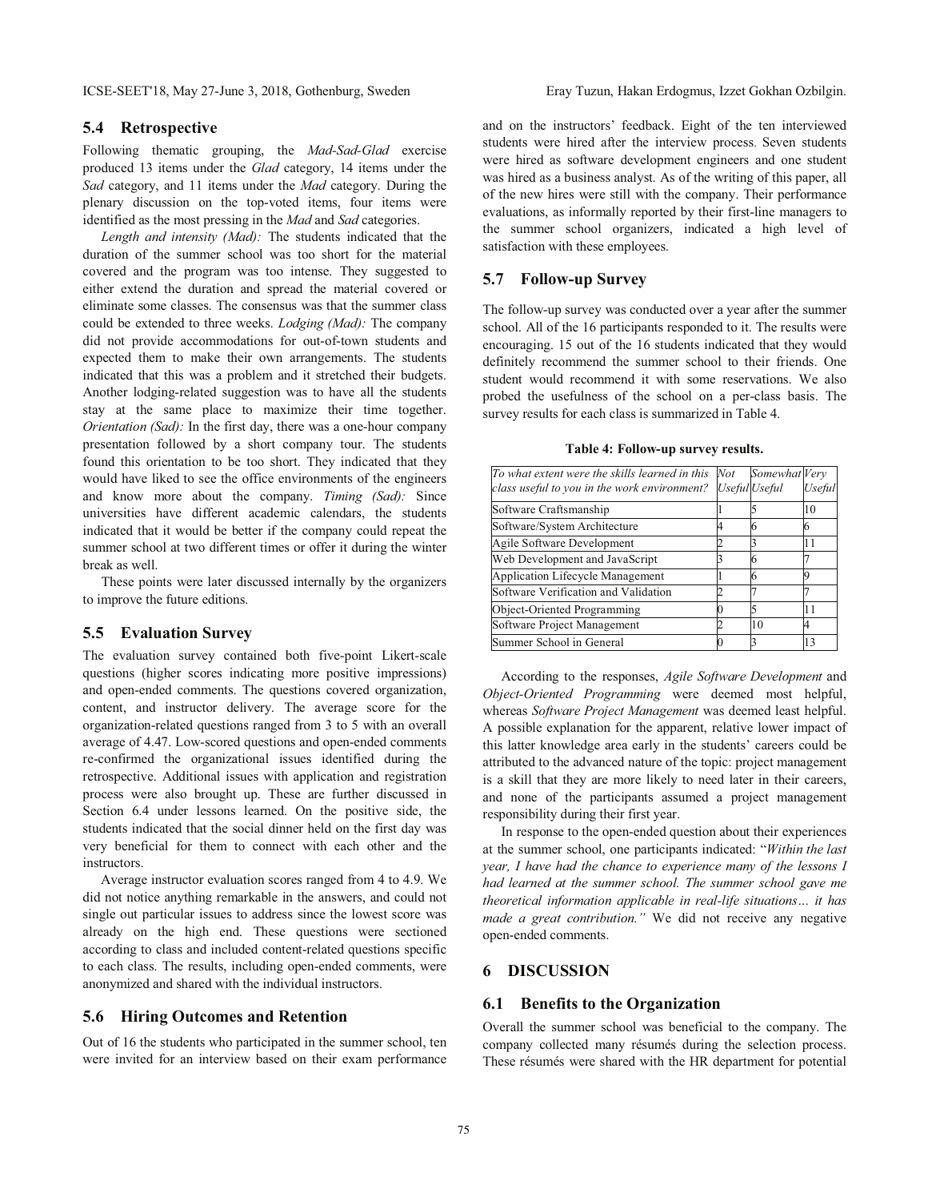### 5.4 Retrospective

Following thematic grouping, the *Mad-Sad-Glad* exercise produced 13 items under the *Glad* category, 14 items under the *Sad* category, and 11 items under the *Mad* category. During the plenary discussion on the top-voted items, four items were identified as the most pressing in the *Mad* and *Sad* categories.

*Length and intensity (Mad):* The students indicated that the duration of the summer school was too short for the material covered and the program was too intense. They suggested to either extend the duration and spread the material covered or eliminate some classes. The consensus was that the summer class could be extended to three weeks. *Lodging (Mad):* The company did not provide accommodations for out-of-town students and expected them to make their own arrangements. The students indicated that this was a problem and it stretched their budgets. Another lodging-related suggestion was to have all the students stay at the same place to maximize their time together. *Orientation (Sad):* In the first day, there was a one-hour company presentation followed by a short company tour. The students found this orientation to be too short. They indicated that they would have liked to see the office environments of the engineers and know more about the company. *Timing (Sad):* Since universities have different academic calendars, the students indicated that it would be better if the company could repeat the summer school at two different times or offer it during the winter break as well.

These points were later discussed internally by the organizers to improve the future editions.

### 5.5 Evaluation Survey

The evaluation survey contained both five-point Likert-scale questions (higher scores indicating more positive impressions) and open-ended comments. The questions covered organization, content, and instructor delivery. The average score for the organization-related questions ranged from 3 to 5 with an overall average of 4.47. Low-scored questions and open-ended comments re-confirmed the organizational issues identified during the retrospective. Additional issues with application and registration process were also brought up. These are further discussed in Section 6.4 under lessons learned. On the positive side, the students indicated that the social dinner held on the first day was very beneficial for them to connect with each other and the instructors.

Average instructor evaluation scores ranged from 4 to 4.9. We did not notice anything remarkable in the answers, and could not single out particular issues to address since the lowest score was already on the high end. These questions were sectioned according to class and included content-related questions specific to each class. The results, including open-ended comments, were anonymized and shared with the individual instructors.

### 5.6 Hiring Outcomes and Retention

Out of 16 the students who participated in the summer school, ten were invited for an interview based on their exam performance and on the instructors' feedback. Eight of the ten interviewed students were hired after the interview process. Seven students were hired as software development engineers and one student was hired as a business analyst. As of the writing of this paper, all of the new hires were still with the company. Their performance evaluations, as informally reported by their first-line managers to the summer school organizers, indicated a high level of satisfaction with these employees.

### 5.7 Follow-up Survey

The follow-up survey was conducted over a year after the summer school. All of the 16 participants responded to it. The results were encouraging. 15 out of the 16 students indicated that they would definitely recommend the summer school to their friends. One student would recommend it with some reservations. We also probed the usefulness of the school on a per-class basis. The survey results for each class is summarized in Table 4.

**Table 4: Follow-up survey results.**

| *To what extent were the skills learned in this class useful to you in the work environment?* | *Not Useful* | *Somewhat Useful* | *Very Useful* |
|---|---|---|---|
| Software Craftsmanship | 1 | 5 | 10 |
| Software/System Architecture | 4 | 6 | 6 |
| Agile Software Development | 2 | 3 | 11 |
| Web Development and JavaScript | 3 | 6 | 7 |
| Application Lifecycle Management | 1 | 6 | 9 |
| Software Verification and Validation | 2 | 7 | 7 |
| Object-Oriented Programming | 0 | 5 | 11 |
| Software Project Management | 2 | 10 | 4 |
| Summer School in General | 0 | 3 | 13 |

According to the responses, *Agile Software Development* and *Object-Oriented Programming* were deemed most helpful, whereas *Software Project Management* was deemed least helpful. A possible explanation for the apparent, relative lower impact of this latter knowledge area early in the students' careers could be attributed to the advanced nature of the topic: project management is a skill that they are more likely to need later in their careers, and none of the participants assumed a project management responsibility during their first year.

In response to the open-ended question about their experiences at the summer school, one participants indicated: "*Within the last year, I have had the chance to experience many of the lessons I had learned at the summer school. The summer school gave me theoretical information applicable in real-life situations… it has made a great contribution.*" We did not receive any negative open-ended comments.

## 6 DISCUSSION

### 6.1 Benefits to the Organization

Overall the summer school was beneficial to the company. The company collected many résumés during the selection process. These résumés were shared with the HR department for potential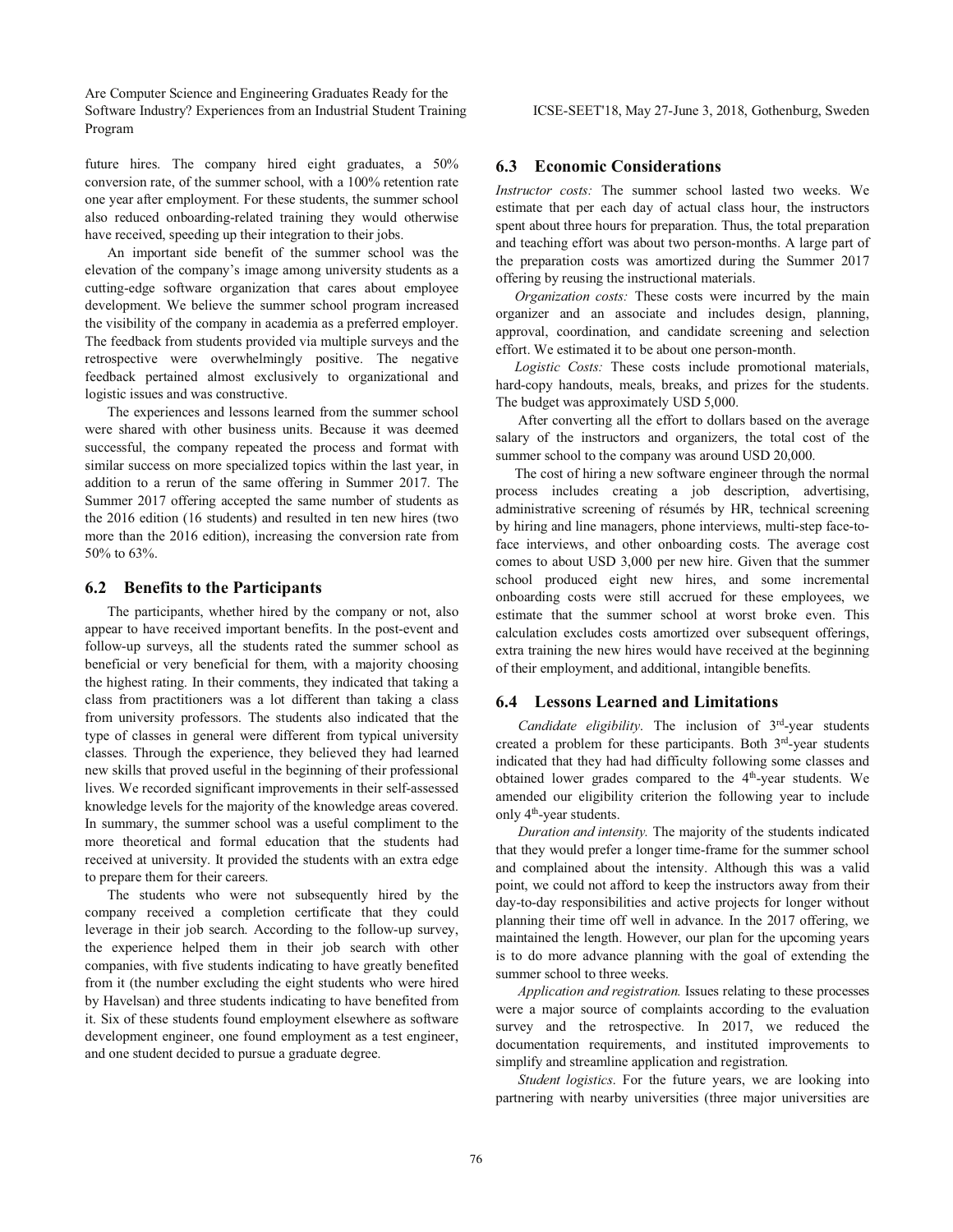future hires. The company hired eight graduates, a 50% conversion rate, of the summer school, with a 100% retention rate one year after employment. For these students, the summer school also reduced onboarding-related training they would otherwise have received, speeding up their integration to their jobs.

An important side benefit of the summer school was the elevation of the company's image among university students as a cutting-edge software organization that cares about employee development. We believe the summer school program increased the visibility of the company in academia as a preferred employer. The feedback from students provided via multiple surveys and the retrospective were overwhelmingly positive. The negative feedback pertained almost exclusively to organizational and logistic issues and was constructive.

The experiences and lessons learned from the summer school were shared with other business units. Because it was deemed successful, the company repeated the process and format with similar success on more specialized topics within the last year, in addition to a rerun of the same offering in Summer 2017. The Summer 2017 offering accepted the same number of students as the 2016 edition (16 students) and resulted in ten new hires (two more than the 2016 edition), increasing the conversion rate from 50% to 63%.

## 6.2 Benefits to the Participants

The participants, whether hired by the company or not, also appear to have received important benefits. In the post-event and follow-up surveys, all the students rated the summer school as beneficial or very beneficial for them, with a majority choosing the highest rating. In their comments, they indicated that taking a class from practitioners was a lot different than taking a class from university professors. The students also indicated that the type of classes in general were different from typical university classes. Through the experience, they believed they had learned new skills that proved useful in the beginning of their professional lives. We recorded significant improvements in their self-assessed knowledge levels for the majority of the knowledge areas covered. In summary, the summer school was a useful compliment to the more theoretical and formal education that the students had received at university. It provided the students with an extra edge to prepare them for their careers.

The students who were not subsequently hired by the company received a completion certificate that they could leverage in their job search. According to the follow-up survey, the experience helped them in their job search with other companies, with five students indicating to have greatly benefited from it (the number excluding the eight students who were hired by Havelsan) and three students indicating to have benefited from it. Six of these students found employment elsewhere as software development engineer, one found employment as a test engineer, and one student decided to pursue a graduate degree.

## 6.3 Economic Considerations

*Instructor costs:* The summer school lasted two weeks. We estimate that per each day of actual class hour, the instructors spent about three hours for preparation. Thus, the total preparation and teaching effort was about two person-months. A large part of the preparation costs was amortized during the Summer 2017 offering by reusing the instructional materials.

*Organization costs:* These costs were incurred by the main organizer and an associate and includes design, planning, approval, coordination, and candidate screening and selection effort. We estimated it to be about one person-month.

*Logistic Costs:* These costs include promotional materials, hard-copy handouts, meals, breaks, and prizes for the students. The budget was approximately USD 5,000.

After converting all the effort to dollars based on the average salary of the instructors and organizers, the total cost of the summer school to the company was around USD 20,000.

The cost of hiring a new software engineer through the normal process includes creating a job description, advertising, administrative screening of résumés by HR, technical screening by hiring and line managers, phone interviews, multi-step face-to-face interviews, and other onboarding costs. The average cost comes to about USD 3,000 per new hire. Given that the summer school produced eight new hires, and some incremental onboarding costs were still accrued for these employees, we estimate that the summer school at worst broke even. This calculation excludes costs amortized over subsequent offerings, extra training the new hires would have received at the beginning of their employment, and additional, intangible benefits.

## 6.4 Lessons Learned and Limitations

*Candidate eligibility*. The inclusion of 3rd-year students created a problem for these participants. Both 3rd-year students indicated that they had had difficulty following some classes and obtained lower grades compared to the 4th-year students. We amended our eligibility criterion the following year to include only 4th-year students.

*Duration and intensity.* The majority of the students indicated that they would prefer a longer time-frame for the summer school and complained about the intensity. Although this was a valid point, we could not afford to keep the instructors away from their day-to-day responsibilities and active projects for longer without planning their time off well in advance. In the 2017 offering, we maintained the length. However, our plan for the upcoming years is to do more advance planning with the goal of extending the summer school to three weeks.

*Application and registration.* Issues relating to these processes were a major source of complaints according to the evaluation survey and the retrospective. In 2017, we reduced the documentation requirements, and instituted improvements to simplify and streamline application and registration.

*Student logistics*. For the future years, we are looking into partnering with nearby universities (three major universities are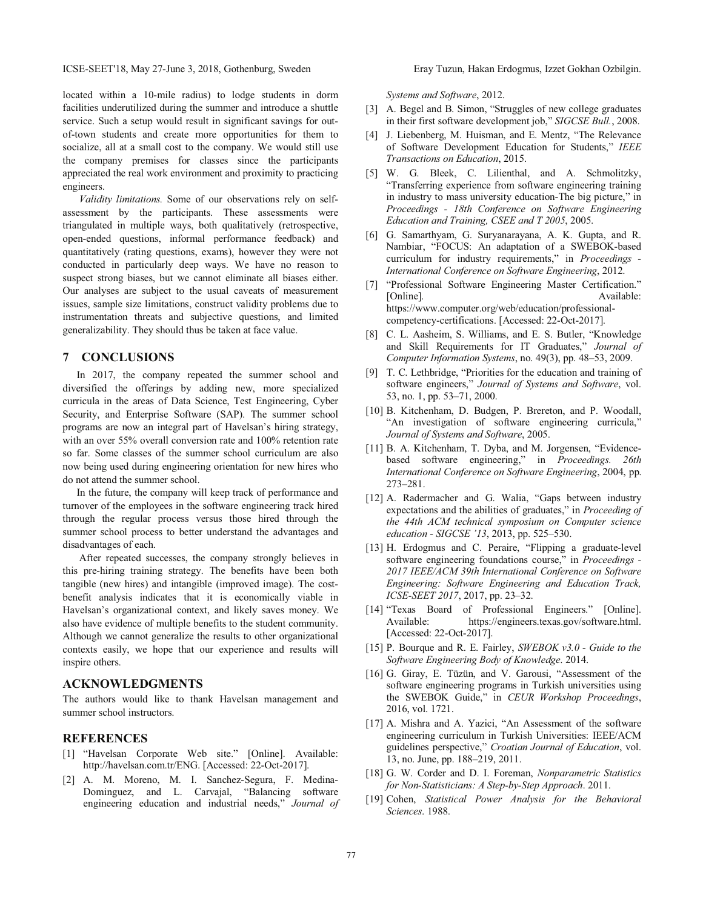located within a 10-mile radius) to lodge students in dorm facilities underutilized during the summer and introduce a shuttle service. Such a setup would result in significant savings for out-of-town students and create more opportunities for them to socialize, all at a small cost to the company. We would still use the company premises for classes since the participants appreciated the real work environment and proximity to practicing engineers.

*Validity limitations.* Some of our observations rely on self-assessment by the participants. These assessments were triangulated in multiple ways, both qualitatively (retrospective, open-ended questions, informal performance feedback) and quantitatively (rating questions, exams), however they were not conducted in particularly deep ways. We have no reason to suspect strong biases, but we cannot eliminate all biases either. Our analyses are subject to the usual caveats of measurement issues, sample size limitations, construct validity problems due to instrumentation threats and subjective questions, and limited generalizability. They should thus be taken at face value.

## 7 CONCLUSIONS

In 2017, the company repeated the summer school and diversified the offerings by adding new, more specialized curricula in the areas of Data Science, Test Engineering, Cyber Security, and Enterprise Software (SAP). The summer school programs are now an integral part of Havelsan's hiring strategy, with an over 55% overall conversion rate and 100% retention rate so far. Some classes of the summer school curriculum are also now being used during engineering orientation for new hires who do not attend the summer school.

In the future, the company will keep track of performance and turnover of the employees in the software engineering track hired through the regular process versus those hired through the summer school process to better understand the advantages and disadvantages of each.

After repeated successes, the company strongly believes in this pre-hiring training strategy. The benefits have been both tangible (new hires) and intangible (improved image). The cost-benefit analysis indicates that it is economically viable in Havelsan's organizational context, and likely saves money. We also have evidence of multiple benefits to the student community. Although we cannot generalize the results to other organizational contexts easily, we hope that our experience and results will inspire others.

## ACKNOWLEDGMENTS

The authors would like to thank Havelsan management and summer school instructors.

## REFERENCES

[1] "Havelsan Corporate Web site." [Online]. Available: http://havelsan.com.tr/ENG. [Accessed: 22-Oct-2017].

[2] A. M. Moreno, M. I. Sanchez-Segura, F. Medina-Dominguez, and L. Carvajal, "Balancing software engineering education and industrial needs," *Journal of Systems and Software*, 2012.

[3] A. Begel and B. Simon, "Struggles of new college graduates in their first software development job," *SIGCSE Bull.*, 2008.

[4] J. Liebenberg, M. Huisman, and E. Mentz, "The Relevance of Software Development Education for Students," *IEEE Transactions on Education*, 2015.

[5] W. G. Bleek, C. Lilienthal, and A. Schmolitzky, "Transferring experience from software engineering training in industry to mass university education-The big picture," in *Proceedings - 18th Conference on Software Engineering Education and Training, CSEE and T 2005*, 2005.

[6] G. Samarthyam, G. Suryanarayana, A. K. Gupta, and R. Nambiar, "FOCUS: An adaptation of a SWEBOK-based curriculum for industry requirements," in *Proceedings - International Conference on Software Engineering*, 2012.

[7] "Professional Software Engineering Master Certification." [Online]. Available: https://www.computer.org/web/education/professional-competency-certifications. [Accessed: 22-Oct-2017].

[8] C. L. Aasheim, S. Williams, and E. S. Butler, "Knowledge and Skill Requirements for IT Graduates," *Journal of Computer Information Systems*, no. 49(3), pp. 48–53, 2009.

[9] T. C. Lethbridge, "Priorities for the education and training of software engineers," *Journal of Systems and Software*, vol. 53, no. 1, pp. 53–71, 2000.

[10] B. Kitchenham, D. Budgen, P. Brereton, and P. Woodall, "An investigation of software engineering curricula," *Journal of Systems and Software*, 2005.

[11] B. A. Kitchenham, T. Dyba, and M. Jorgensen, "Evidence-based software engineering," in *Proceedings. 26th International Conference on Software Engineering*, 2004, pp. 273–281.

[12] A. Radermacher and G. Walia, "Gaps between industry expectations and the abilities of graduates," in *Proceeding of the 44th ACM technical symposium on Computer science education - SIGCSE '13*, 2013, pp. 525–530.

[13] H. Erdogmus and C. Peraire, "Flipping a graduate-level software engineering foundations course," in *Proceedings - 2017 IEEE/ACM 39th International Conference on Software Engineering: Software Engineering and Education Track, ICSE-SEET 2017*, 2017, pp. 23–32.

[14] "Texas Board of Professional Engineers." [Online]. Available: https://engineers.texas.gov/software.html. [Accessed: 22-Oct-2017].

[15] P. Bourque and R. E. Fairley, *SWEBOK v3.0 - Guide to the Software Engineering Body of Knowledge*. 2014.

[16] G. Giray, E. Tüzün, and V. Garousi, "Assessment of the software engineering programs in Turkish universities using the SWEBOK Guide," in *CEUR Workshop Proceedings*, 2016, vol. 1721.

[17] A. Mishra and A. Yazici, "An Assessment of the software engineering curriculum in Turkish Universities: IEEE/ACM guidelines perspective," *Croatian Journal of Education*, vol. 13, no. June, pp. 188–219, 2011.

[18] G. W. Corder and D. I. Foreman, *Nonparametric Statistics for Non-Statisticians: A Step-by-Step Approach*. 2011.

[19] Cohen, *Statistical Power Analysis for the Behavioral Sciences*. 1988.